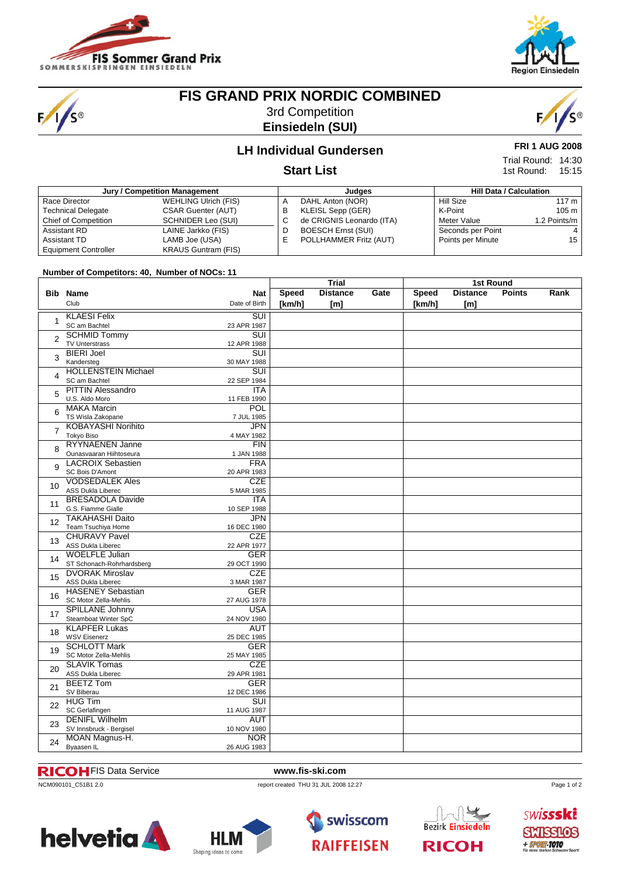# FIS GRAND PRIX NORDIC COMBINED

3rd Competition

**Einsiedeln (SUI)**

## LH Individual Gundersen

**FRI 1 AUG 2008**

Trial Round: 14:30
1st Round: 15:15

## Start List

| Jury / Competition Management | | Judges | | Hill Data / Calculation | |
|---|---|---|---|---|---|
| Race Director | WEHLING Ulrich (FIS) | A | DAHL Anton (NOR) | Hill Size | 117 m |
| Technical Delegate | CSAR Guenter (AUT) | B | KLEISL Sepp (GER) | K-Point | 105 m |
| Chief of Competition | SCHNIDER Leo (SUI) | C | de CRIGNIS Leonardo (ITA) | Meter Value | 1.2 Points/m |
| Assistant RD | LAINE Jarkko (FIS) | D | BOESCH Ernst (SUI) | Seconds per Point | 4 |
| Assistant TD | LAMB Joe (USA) | E | POLLHAMMER Fritz (AUT) | Points per Minute | 15 |
| Equipment Controller | KRAUS Guntram (FIS) | | | | |

**Number of Competitors: 40, Number of NOCs: 11**

| Bib | Name / Club | Nat / Date of Birth | Trial Speed [km/h] | Trial Distance [m] | Trial Gate | 1st Round Speed [km/h] | 1st Round Distance [m] | Points | Rank |
|---|---|---|---|---|---|---|---|---|---|
| 1 | KLAESI Felix / SC am Bachtel | SUI / 23 APR 1987 | | | | | | | |
| 2 | SCHMID Tommy / TV Unterstrass | SUI / 12 APR 1988 | | | | | | | |
| 3 | BIERI Joel / Kandersteg | SUI / 30 MAY 1988 | | | | | | | |
| 4 | HOLLENSTEIN Michael / SC am Bachtel | SUI / 22 SEP 1984 | | | | | | | |
| 5 | PITTIN Alessandro / U.S. Aldo Moro | ITA / 11 FEB 1990 | | | | | | | |
| 6 | MAKA Marcin / TS Wisla Zakopane | POL / 7 JUL 1985 | | | | | | | |
| 7 | KOBAYASHI Norihito / Tokyo Biso | JPN / 4 MAY 1982 | | | | | | | |
| 8 | RYYNAENEN Janne / Ounasvaaran Hiihtoseura | FIN / 1 JAN 1988 | | | | | | | |
| 9 | LACROIX Sebastien / SC Bois D'Amont | FRA / 20 APR 1983 | | | | | | | |
| 10 | VODSEDALEK Ales / ASS Dukla Liberec | CZE / 5 MAR 1985 | | | | | | | |
| 11 | BRESADOLA Davide / G.S. Fiamme Gialle | ITA / 10 SEP 1988 | | | | | | | |
| 12 | TAKAHASHI Daito / Team Tsuchiya Home | JPN / 16 DEC 1980 | | | | | | | |
| 13 | CHURAVY Pavel / ASS Dukla Liberec | CZE / 22 APR 1977 | | | | | | | |
| 14 | WOELFLE Julian / ST Schonach-Rohrhardsberg | GER / 29 OCT 1990 | | | | | | | |
| 15 | DVORAK Miroslav / ASS Dukla Liberec | CZE / 3 MAR 1987 | | | | | | | |
| 16 | HASENEY Sebastian / SC Motor Zella-Mehlis | GER / 27 AUG 1978 | | | | | | | |
| 17 | SPILLANE Johnny / Steamboat Winter SpC | USA / 24 NOV 1980 | | | | | | | |
| 18 | KLAPFER Lukas / WSV Eisenerz | AUT / 25 DEC 1985 | | | | | | | |
| 19 | SCHLOTT Mark / SC Motor Zella-Mehlis | GER / 25 MAY 1985 | | | | | | | |
| 20 | SLAVIK Tomas / ASS Dukla Liberec | CZE / 29 APR 1981 | | | | | | | |
| 21 | BEETZ Tom / SV Biberau | GER / 12 DEC 1986 | | | | | | | |
| 22 | HUG Tim / SC Gerlafingen | SUI / 11 AUG 1987 | | | | | | | |
| 23 | DENIFL Wilhelm / SV Innsbruck - Bergisel | AUT / 10 NOV 1980 | | | | | | | |
| 24 | MOAN Magnus-H. / Byaasen IL | NOR / 26 AUG 1983 | | | | | | | |

RICOH FIS Data Service    www.fis-ski.com

NCM090101_C51B1 2.0    report created THU 31 JUL 2008 12:27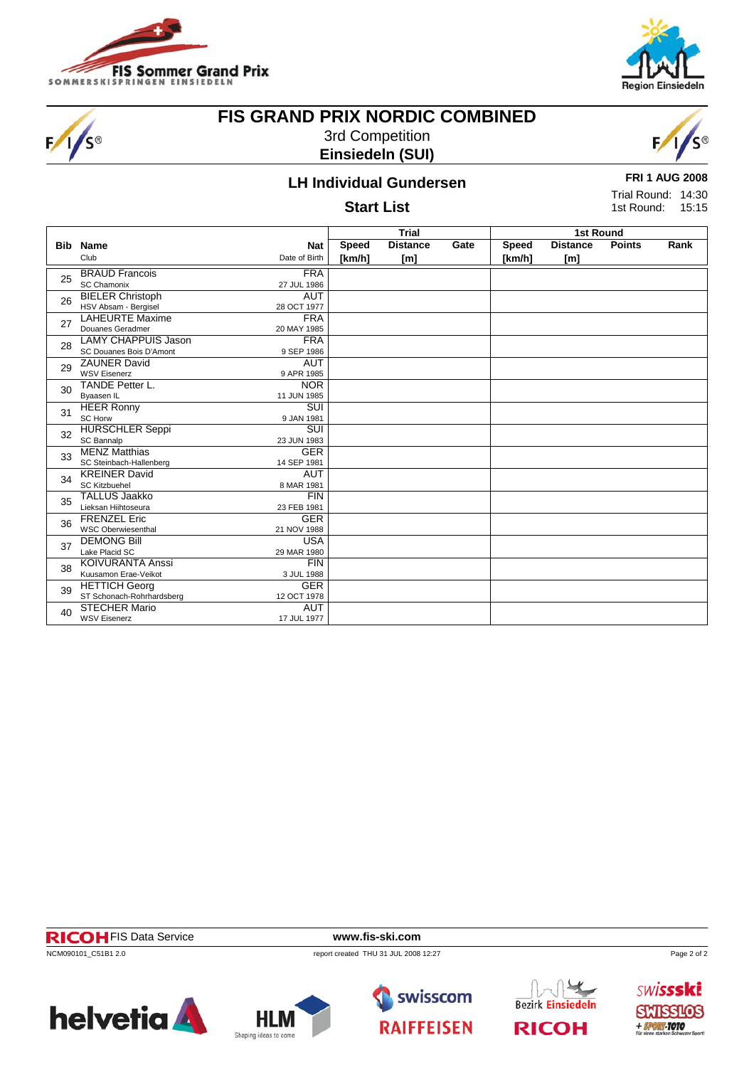# FIS GRAND PRIX NORDIC COMBINED

3rd Competition

**Einsiedeln (SUI)**

## LH Individual Gundersen

## Start List

**FRI 1 AUG 2008**

Trial Round: 14:30

1st Round: 15:15

| Bib | Name / Club | Nat / Date of Birth | Trial | | | 1st Round | | | |
|---|---|---|---|---|---|---|---|---|---|
| | | | Speed [km/h] | Distance [m] | Gate | Speed [km/h] | Distance [m] | Points | Rank |
| 25 | BRAUD Francois<br>SC Chamonix | FRA<br>27 JUL 1986 | | | | | | | |
| 26 | BIELER Christoph<br>HSV Absam - Bergisel | AUT<br>28 OCT 1977 | | | | | | | |
| 27 | LAHEURTE Maxime<br>Douanes Geradmer | FRA<br>20 MAY 1985 | | | | | | | |
| 28 | LAMY CHAPPUIS Jason<br>SC Douanes Bois D'Amont | FRA<br>9 SEP 1986 | | | | | | | |
| 29 | ZAUNER David<br>WSV Eisenerz | AUT<br>9 APR 1985 | | | | | | | |
| 30 | TANDE Petter L.<br>Byaasen IL | NOR<br>11 JUN 1985 | | | | | | | |
| 31 | HEER Ronny<br>SC Horw | SUI<br>9 JAN 1981 | | | | | | | |
| 32 | HURSCHLER Seppi<br>SC Bannalp | SUI<br>23 JUN 1983 | | | | | | | |
| 33 | MENZ Matthias<br>SC Steinbach-Hallenberg | GER<br>14 SEP 1981 | | | | | | | |
| 34 | KREINER David<br>SC Kitzbuehel | AUT<br>8 MAR 1981 | | | | | | | |
| 35 | TALLUS Jaakko<br>Lieksan Hiihtoseura | FIN<br>23 FEB 1981 | | | | | | | |
| 36 | FRENZEL Eric<br>WSC Oberwiesenthal | GER<br>21 NOV 1988 | | | | | | | |
| 37 | DEMONG Bill<br>Lake Placid SC | USA<br>29 MAR 1980 | | | | | | | |
| 38 | KOIVURANTA Anssi<br>Kuusamon Erae-Veikot | FIN<br>3 JUL 1988 | | | | | | | |
| 39 | HETTICH Georg<br>ST Schonach-Rohrhardsberg | GER<br>12 OCT 1978 | | | | | | | |
| 40 | STECHER Mario<br>WSV Eisenerz | AUT<br>17 JUL 1977 | | | | | | | |

RICOH FIS Data Service www.fis-ski.com

NCM090101_C51B1 2.0 report created THU 31 JUL 2008 12:27